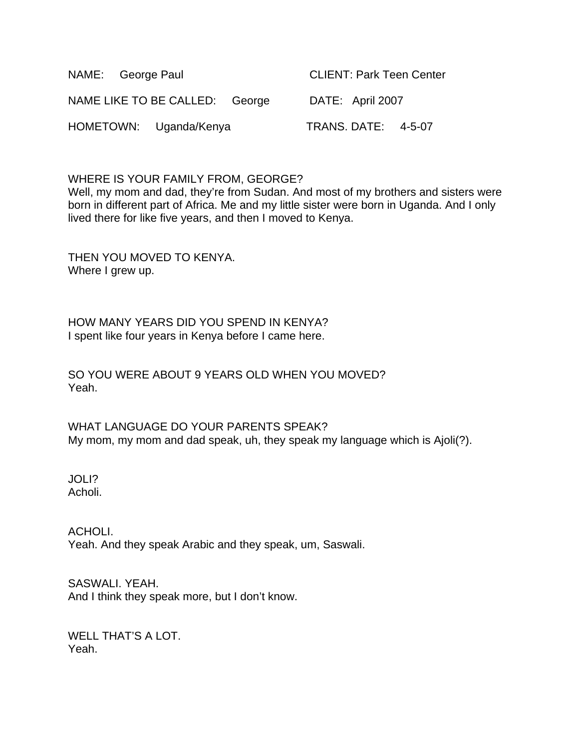NAME: George Paul CLIENT: Park Teen Center

NAME LIKE TO BE CALLED: George DATE: April 2007

HOMETOWN: Uganda/Kenya TRANS. DATE: 4-5-07

WHERE IS YOUR FAMILY FROM, GEORGE?
Well, my mom and dad, they're from Sudan. And most of my brothers and sisters were born in different part of Africa. Me and my little sister were born in Uganda. And I only lived there for like five years, and then I moved to Kenya.

THEN YOU MOVED TO KENYA.
Where I grew up.

HOW MANY YEARS DID YOU SPEND IN KENYA?
I spent like four years in Kenya before I came here.

SO YOU WERE ABOUT 9 YEARS OLD WHEN YOU MOVED?
Yeah.

WHAT LANGUAGE DO YOUR PARENTS SPEAK?
My mom, my mom and dad speak, uh, they speak my language which is Ajoli(?).

JOLI?
Acholi.

ACHOLI.
Yeah. And they speak Arabic and they speak, um, Saswali.

SASWALI. YEAH.
And I think they speak more, but I don't know.

WELL THAT'S A LOT.
Yeah.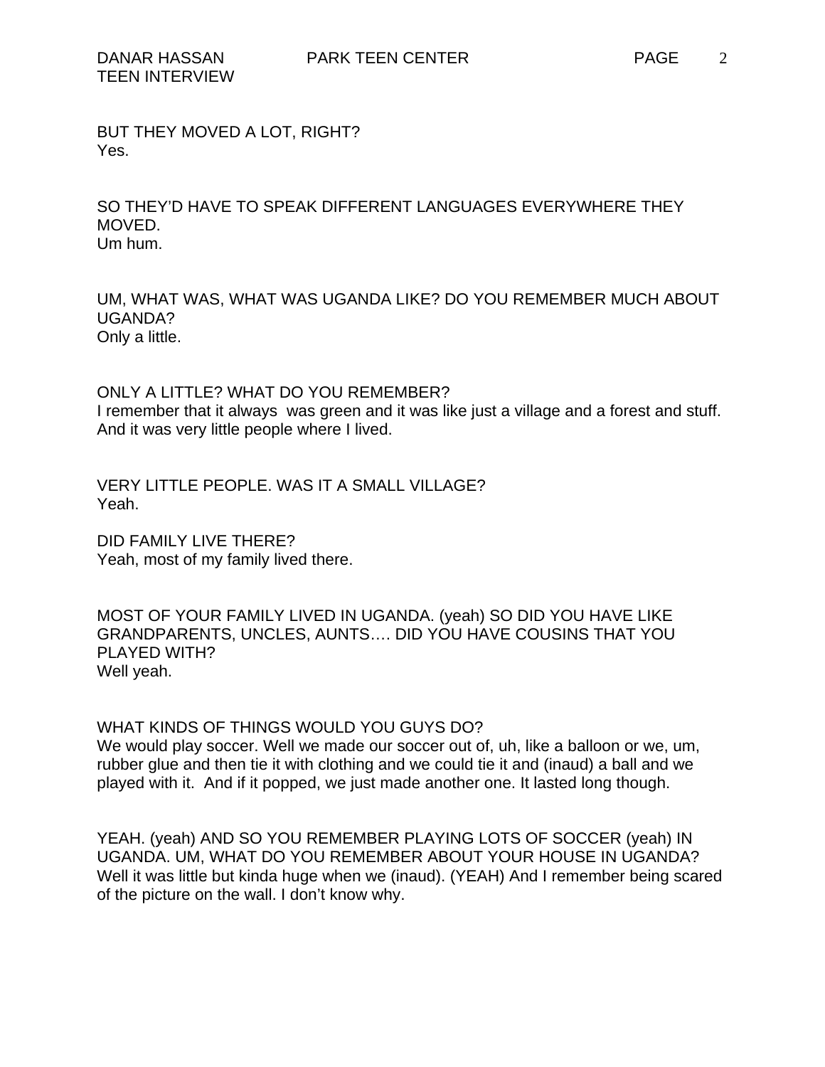BUT THEY MOVED A LOT, RIGHT?
Yes.

SO THEY'D HAVE TO SPEAK DIFFERENT LANGUAGES EVERYWHERE THEY MOVED.
Um hum.

UM, WHAT WAS, WHAT WAS UGANDA LIKE? DO YOU REMEMBER MUCH ABOUT UGANDA?
Only a little.

ONLY A LITTLE? WHAT DO YOU REMEMBER?
I remember that it always was green and it was like just a village and a forest and stuff. And it was very little people where I lived.

VERY LITTLE PEOPLE. WAS IT A SMALL VILLAGE?
Yeah.

DID FAMILY LIVE THERE?
Yeah, most of my family lived there.

MOST OF YOUR FAMILY LIVED IN UGANDA. (yeah) SO DID YOU HAVE LIKE GRANDPARENTS, UNCLES, AUNTS…. DID YOU HAVE COUSINS THAT YOU PLAYED WITH?
Well yeah.

WHAT KINDS OF THINGS WOULD YOU GUYS DO?
We would play soccer. Well we made our soccer out of, uh, like a balloon or we, um, rubber glue and then tie it with clothing and we could tie it and (inaud) a ball and we played with it. And if it popped, we just made another one. It lasted long though.

YEAH. (yeah) AND SO YOU REMEMBER PLAYING LOTS OF SOCCER (yeah) IN UGANDA. UM, WHAT DO YOU REMEMBER ABOUT YOUR HOUSE IN UGANDA?
Well it was little but kinda huge when we (inaud). (YEAH) And I remember being scared of the picture on the wall. I don't know why.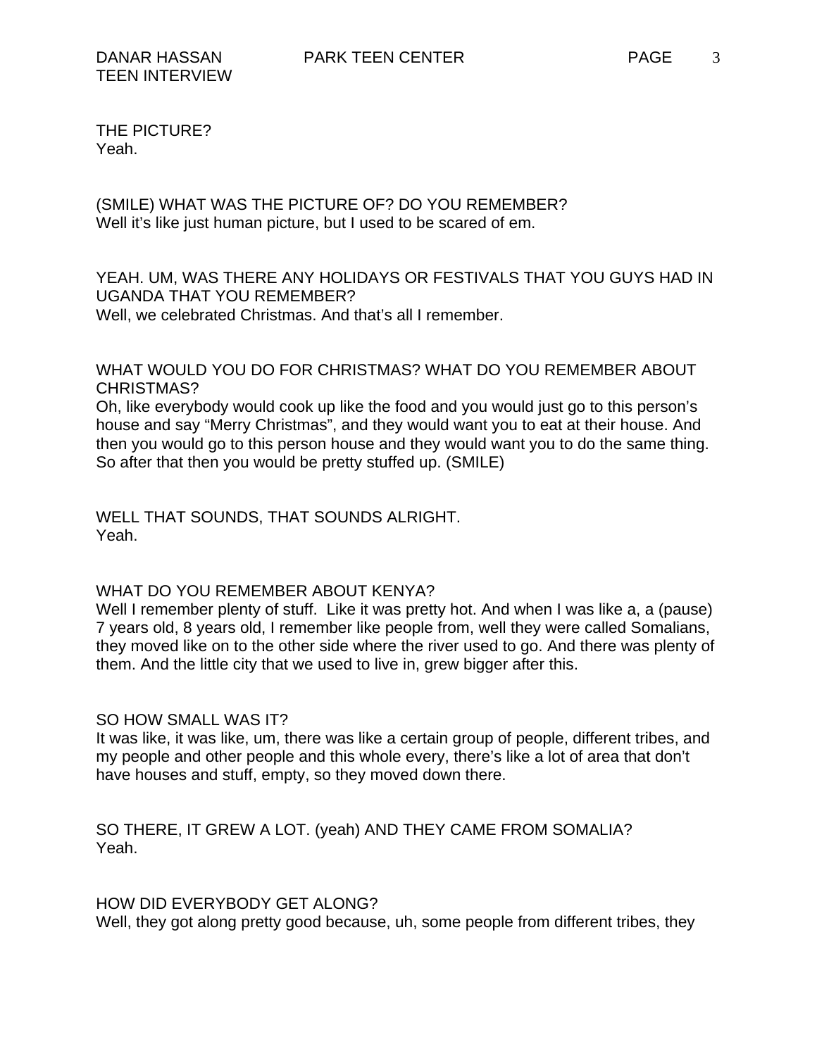THE PICTURE?
Yeah.

(SMILE) WHAT WAS THE PICTURE OF? DO YOU REMEMBER?
Well it's like just human picture, but I used to be scared of em.

YEAH. UM, WAS THERE ANY HOLIDAYS OR FESTIVALS THAT YOU GUYS HAD IN UGANDA THAT YOU REMEMBER?
Well, we celebrated Christmas. And that's all I remember.

WHAT WOULD YOU DO FOR CHRISTMAS? WHAT DO YOU REMEMBER ABOUT CHRISTMAS?
Oh, like everybody would cook up like the food and you would just go to this person's house and say "Merry Christmas", and they would want you to eat at their house. And then you would go to this person house and they would want you to do the same thing. So after that then you would be pretty stuffed up. (SMILE)

WELL THAT SOUNDS, THAT SOUNDS ALRIGHT.
Yeah.

WHAT DO YOU REMEMBER ABOUT KENYA?
Well I remember plenty of stuff. Like it was pretty hot. And when I was like a, a (pause) 7 years old, 8 years old, I remember like people from, well they were called Somalians, they moved like on to the other side where the river used to go. And there was plenty of them. And the little city that we used to live in, grew bigger after this.

SO HOW SMALL WAS IT?
It was like, it was like, um, there was like a certain group of people, different tribes, and my people and other people and this whole every, there's like a lot of area that don't have houses and stuff, empty, so they moved down there.

SO THERE, IT GREW A LOT. (yeah) AND THEY CAME FROM SOMALIA?
Yeah.

HOW DID EVERYBODY GET ALONG?
Well, they got along pretty good because, uh, some people from different tribes, they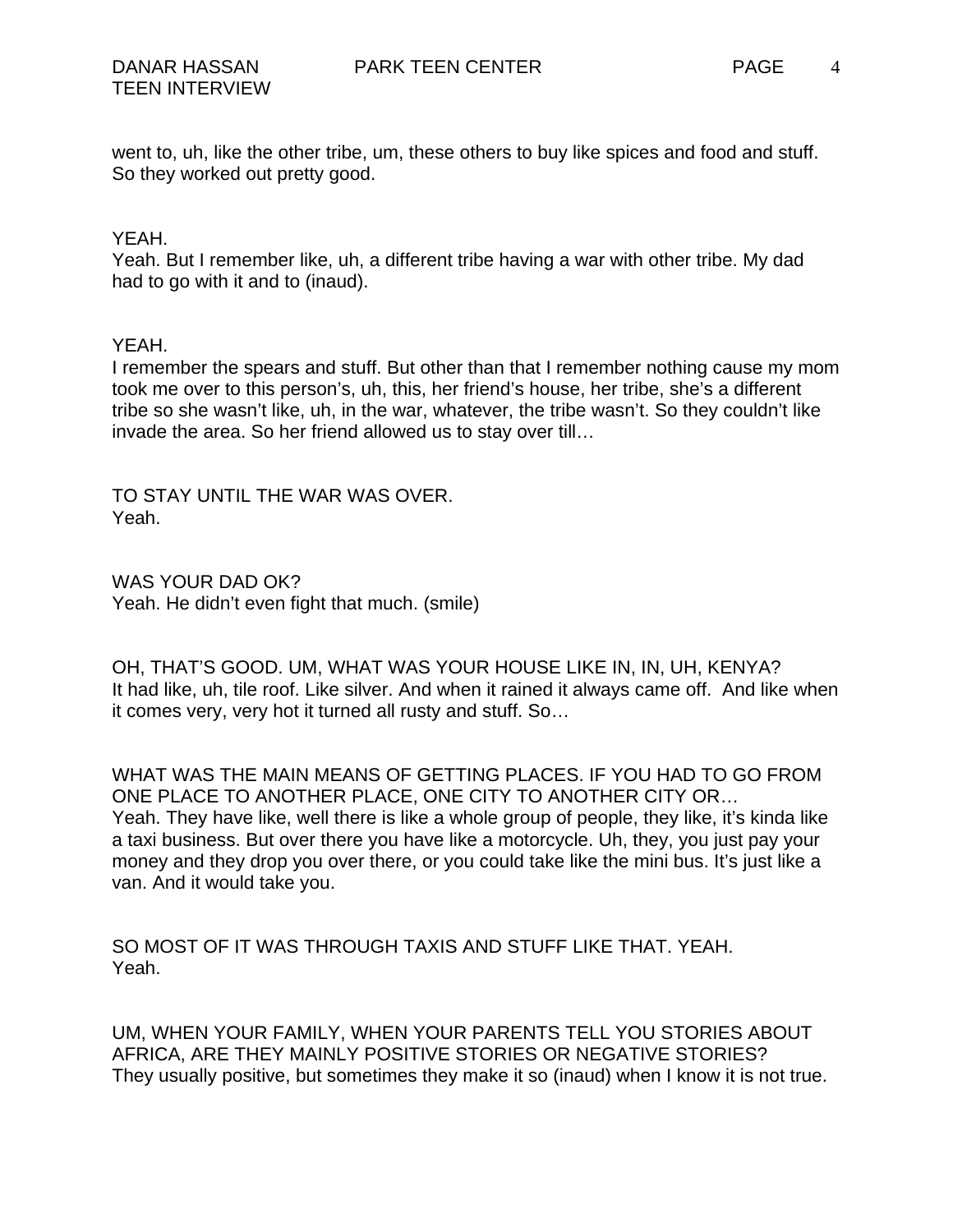went to, uh, like the other tribe, um, these others to buy like spices and food and stuff. So they worked out pretty good.

YEAH.
Yeah. But I remember like, uh, a different tribe having a war with other tribe. My dad had to go with it and to (inaud).

YEAH.
I remember the spears and stuff. But other than that I remember nothing cause my mom took me over to this person's, uh, this, her friend's house, her tribe, she's a different tribe so she wasn't like, uh, in the war, whatever, the tribe wasn't. So they couldn't like invade the area. So her friend allowed us to stay over till…

TO STAY UNTIL THE WAR WAS OVER.
Yeah.

WAS YOUR DAD OK?
Yeah. He didn't even fight that much. (smile)

OH, THAT'S GOOD. UM, WHAT WAS YOUR HOUSE LIKE IN, IN, UH, KENYA?
It had like, uh, tile roof. Like silver. And when it rained it always came off. And like when it comes very, very hot it turned all rusty and stuff. So…

WHAT WAS THE MAIN MEANS OF GETTING PLACES. IF YOU HAD TO GO FROM ONE PLACE TO ANOTHER PLACE, ONE CITY TO ANOTHER CITY OR…
Yeah. They have like, well there is like a whole group of people, they like, it's kinda like a taxi business. But over there you have like a motorcycle. Uh, they, you just pay your money and they drop you over there, or you could take like the mini bus. It's just like a van. And it would take you.

SO MOST OF IT WAS THROUGH TAXIS AND STUFF LIKE THAT. YEAH.
Yeah.

UM, WHEN YOUR FAMILY, WHEN YOUR PARENTS TELL YOU STORIES ABOUT AFRICA, ARE THEY MAINLY POSITIVE STORIES OR NEGATIVE STORIES?
They usually positive, but sometimes they make it so (inaud) when I know it is not true.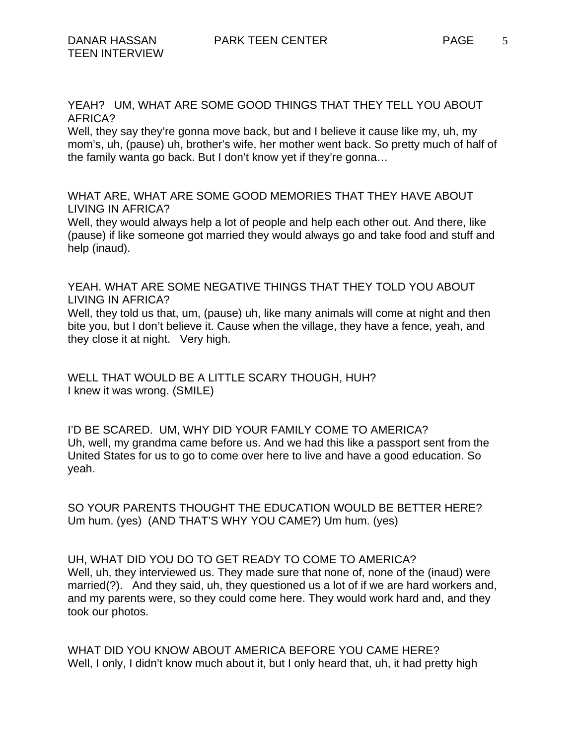YEAH? UM, WHAT ARE SOME GOOD THINGS THAT THEY TELL YOU ABOUT AFRICA?
Well, they say they're gonna move back, but and I believe it cause like my, uh, my mom's, uh, (pause) uh, brother's wife, her mother went back. So pretty much of half of the family wanta go back. But I don't know yet if they're gonna…

WHAT ARE, WHAT ARE SOME GOOD MEMORIES THAT THEY HAVE ABOUT LIVING IN AFRICA?
Well, they would always help a lot of people and help each other out. And there, like (pause) if like someone got married they would always go and take food and stuff and help (inaud).

YEAH. WHAT ARE SOME NEGATIVE THINGS THAT THEY TOLD YOU ABOUT LIVING IN AFRICA?
Well, they told us that, um, (pause) uh, like many animals will come at night and then bite you, but I don't believe it. Cause when the village, they have a fence, yeah, and they close it at night. Very high.

WELL THAT WOULD BE A LITTLE SCARY THOUGH, HUH?
I knew it was wrong. (SMILE)

I'D BE SCARED. UM, WHY DID YOUR FAMILY COME TO AMERICA?
Uh, well, my grandma came before us. And we had this like a passport sent from the United States for us to go to come over here to live and have a good education. So yeah.

SO YOUR PARENTS THOUGHT THE EDUCATION WOULD BE BETTER HERE?
Um hum. (yes) (AND THAT'S WHY YOU CAME?) Um hum. (yes)

UH, WHAT DID YOU DO TO GET READY TO COME TO AMERICA?
Well, uh, they interviewed us. They made sure that none of, none of the (inaud) were married(?). And they said, uh, they questioned us a lot of if we are hard workers and, and my parents were, so they could come here. They would work hard and, and they took our photos.

WHAT DID YOU KNOW ABOUT AMERICA BEFORE YOU CAME HERE?
Well, I only, I didn't know much about it, but I only heard that, uh, it had pretty high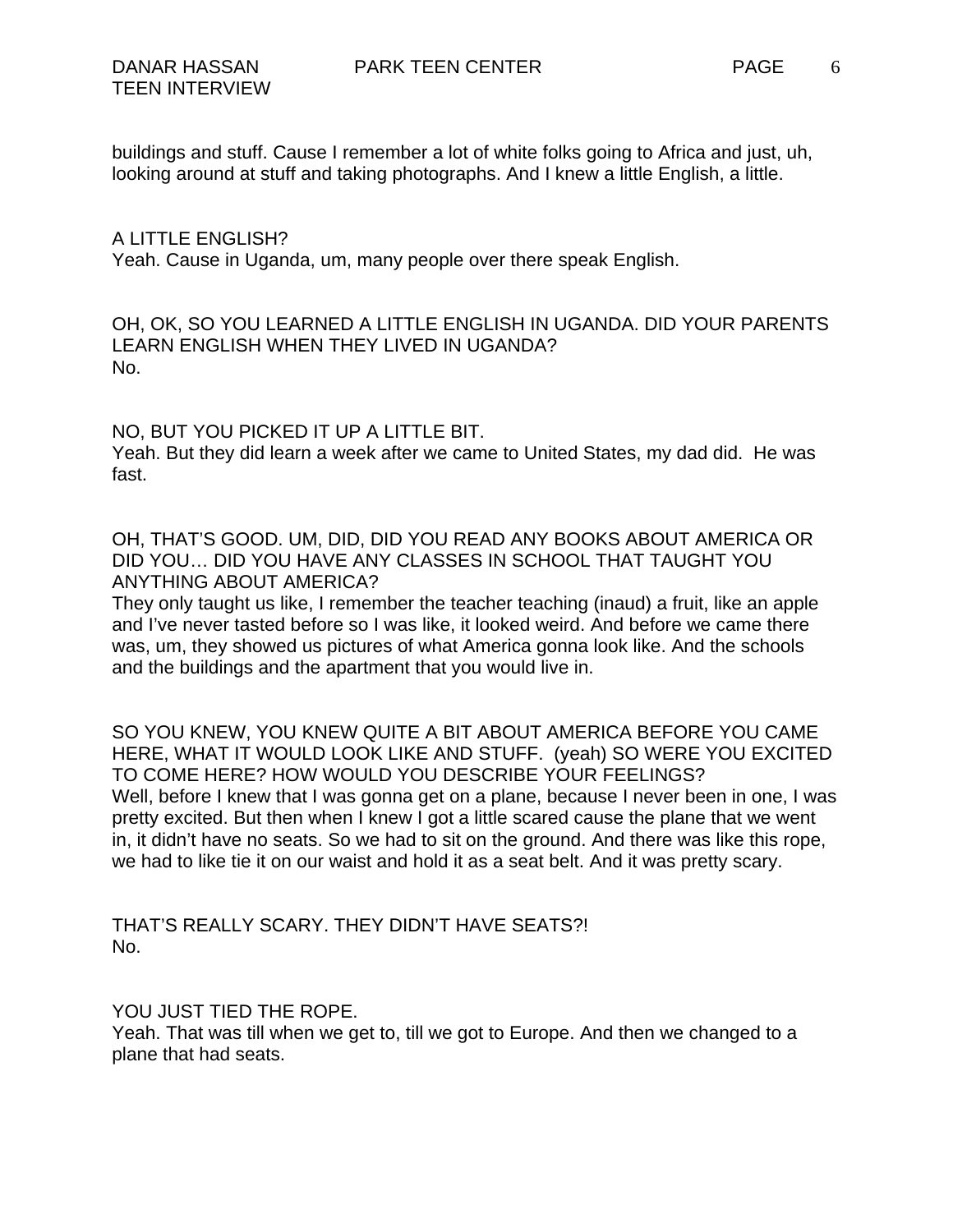buildings and stuff. Cause I remember a lot of white folks going to Africa and just, uh, looking around at stuff and taking photographs. And I knew a little English, a little.

A LITTLE ENGLISH?
Yeah. Cause in Uganda, um, many people over there speak English.

OH, OK, SO YOU LEARNED A LITTLE ENGLISH IN UGANDA. DID YOUR PARENTS LEARN ENGLISH WHEN THEY LIVED IN UGANDA?
No.

NO, BUT YOU PICKED IT UP A LITTLE BIT.
Yeah. But they did learn a week after we came to United States, my dad did. He was fast.

OH, THAT'S GOOD. UM, DID, DID YOU READ ANY BOOKS ABOUT AMERICA OR DID YOU… DID YOU HAVE ANY CLASSES IN SCHOOL THAT TAUGHT YOU ANYTHING ABOUT AMERICA?
They only taught us like, I remember the teacher teaching (inaud) a fruit, like an apple and I've never tasted before so I was like, it looked weird. And before we came there was, um, they showed us pictures of what America gonna look like. And the schools and the buildings and the apartment that you would live in.

SO YOU KNEW, YOU KNEW QUITE A BIT ABOUT AMERICA BEFORE YOU CAME HERE, WHAT IT WOULD LOOK LIKE AND STUFF. (yeah) SO WERE YOU EXCITED TO COME HERE? HOW WOULD YOU DESCRIBE YOUR FEELINGS?
Well, before I knew that I was gonna get on a plane, because I never been in one, I was pretty excited. But then when I knew I got a little scared cause the plane that we went in, it didn't have no seats. So we had to sit on the ground. And there was like this rope, we had to like tie it on our waist and hold it as a seat belt. And it was pretty scary.

THAT'S REALLY SCARY. THEY DIDN'T HAVE SEATS?!
No.

YOU JUST TIED THE ROPE.
Yeah. That was till when we get to, till we got to Europe. And then we changed to a plane that had seats.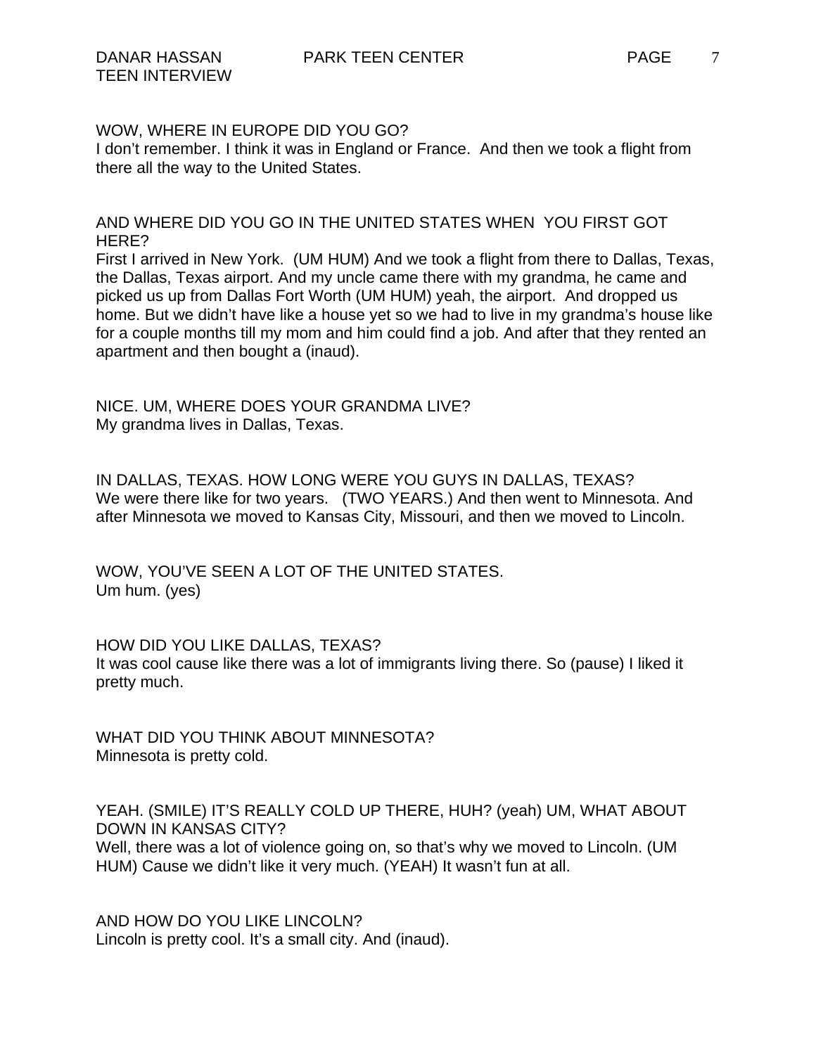WOW, WHERE IN EUROPE DID YOU GO?
I don't remember. I think it was in England or France. And then we took a flight from there all the way to the United States.

AND WHERE DID YOU GO IN THE UNITED STATES WHEN YOU FIRST GOT HERE?
First I arrived in New York. (UM HUM) And we took a flight from there to Dallas, Texas, the Dallas, Texas airport. And my uncle came there with my grandma, he came and picked us up from Dallas Fort Worth (UM HUM) yeah, the airport. And dropped us home. But we didn't have like a house yet so we had to live in my grandma's house like for a couple months till my mom and him could find a job. And after that they rented an apartment and then bought a (inaud).

NICE. UM, WHERE DOES YOUR GRANDMA LIVE?
My grandma lives in Dallas, Texas.

IN DALLAS, TEXAS. HOW LONG WERE YOU GUYS IN DALLAS, TEXAS?
We were there like for two years. (TWO YEARS.) And then went to Minnesota. And after Minnesota we moved to Kansas City, Missouri, and then we moved to Lincoln.

WOW, YOU'VE SEEN A LOT OF THE UNITED STATES.
Um hum. (yes)

HOW DID YOU LIKE DALLAS, TEXAS?
It was cool cause like there was a lot of immigrants living there. So (pause) I liked it pretty much.

WHAT DID YOU THINK ABOUT MINNESOTA?
Minnesota is pretty cold.

YEAH. (SMILE) IT'S REALLY COLD UP THERE, HUH? (yeah) UM, WHAT ABOUT DOWN IN KANSAS CITY?
Well, there was a lot of violence going on, so that's why we moved to Lincoln. (UM HUM) Cause we didn't like it very much. (YEAH) It wasn't fun at all.

AND HOW DO YOU LIKE LINCOLN?
Lincoln is pretty cool. It's a small city. And (inaud).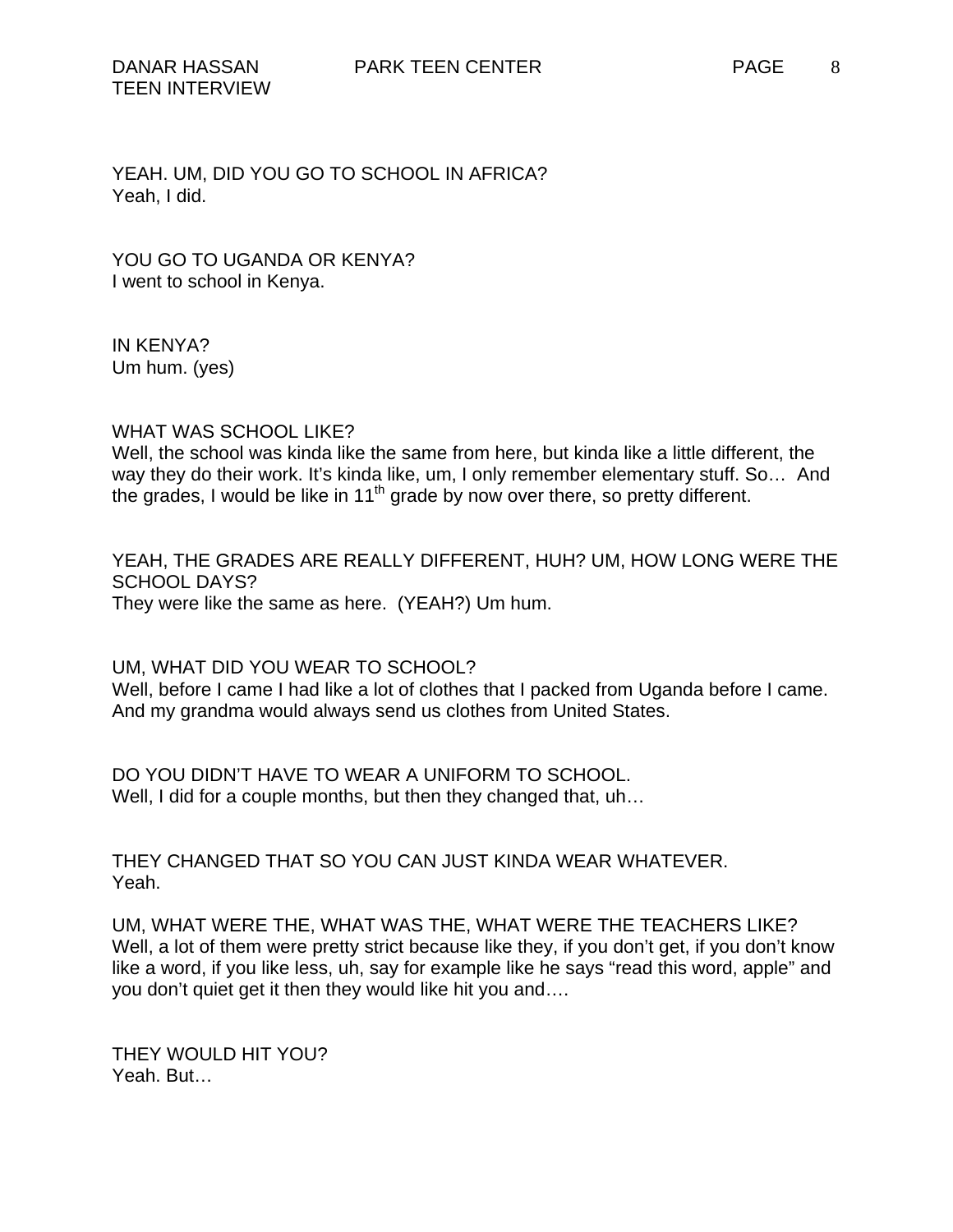YEAH. UM, DID YOU GO TO SCHOOL IN AFRICA?
Yeah, I did.

YOU GO TO UGANDA OR KENYA?
I went to school in Kenya.

IN KENYA?
Um hum. (yes)

WHAT WAS SCHOOL LIKE?
Well, the school was kinda like the same from here, but kinda like a little different, the way they do their work. It's kinda like, um, I only remember elementary stuff. So… And the grades, I would be like in 11th grade by now over there, so pretty different.

YEAH, THE GRADES ARE REALLY DIFFERENT, HUH? UM, HOW LONG WERE THE SCHOOL DAYS?
They were like the same as here. (YEAH?) Um hum.

UM, WHAT DID YOU WEAR TO SCHOOL?
Well, before I came I had like a lot of clothes that I packed from Uganda before I came. And my grandma would always send us clothes from United States.

DO YOU DIDN'T HAVE TO WEAR A UNIFORM TO SCHOOL.
Well, I did for a couple months, but then they changed that, uh…

THEY CHANGED THAT SO YOU CAN JUST KINDA WEAR WHATEVER.
Yeah.

UM, WHAT WERE THE, WHAT WAS THE, WHAT WERE THE TEACHERS LIKE?
Well, a lot of them were pretty strict because like they, if you don't get, if you don't know like a word, if you like less, uh, say for example like he says "read this word, apple" and you don't quiet get it then they would like hit you and….

THEY WOULD HIT YOU?
Yeah. But…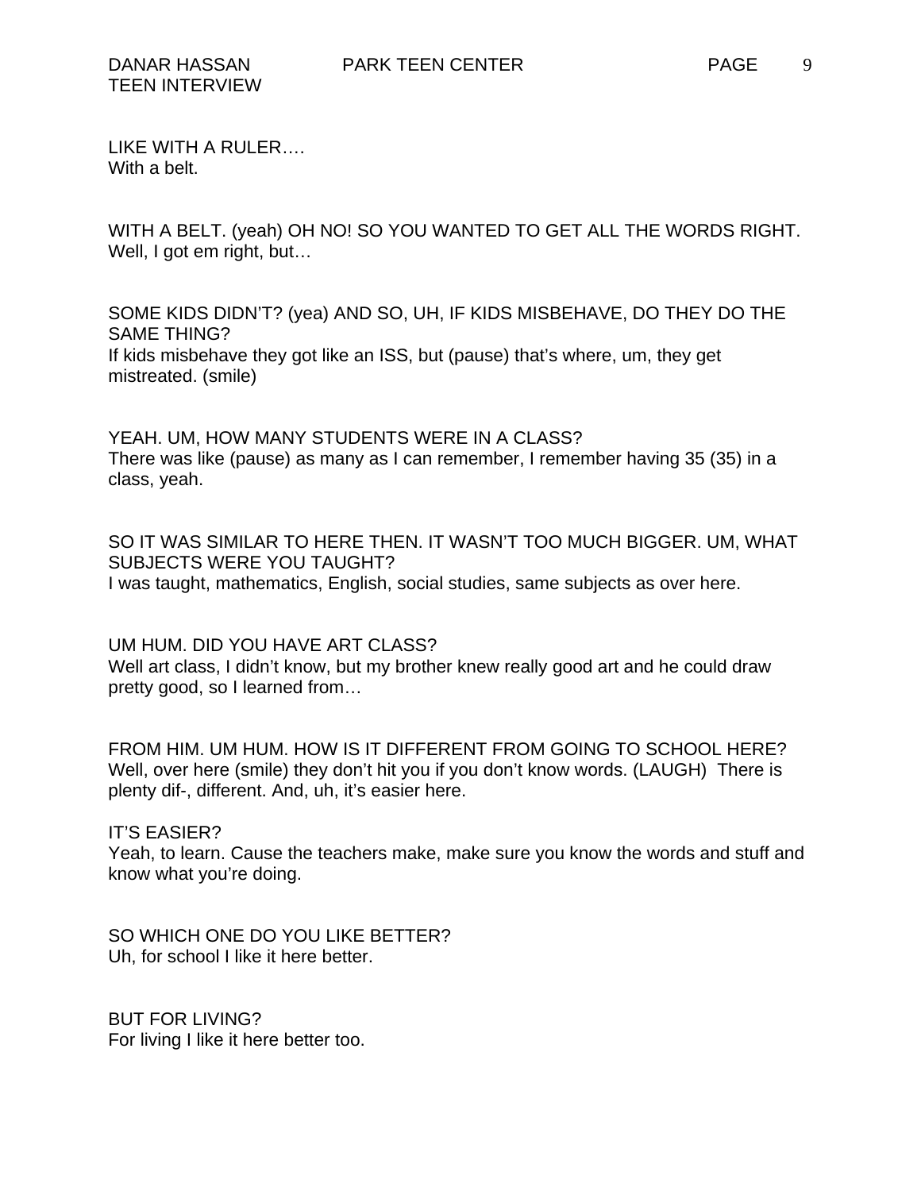LIKE WITH A RULER….
With a belt.

WITH A BELT. (yeah) OH NO! SO YOU WANTED TO GET ALL THE WORDS RIGHT.
Well, I got em right, but…

SOME KIDS DIDN'T? (yea) AND SO, UH, IF KIDS MISBEHAVE, DO THEY DO THE SAME THING?
If kids misbehave they got like an ISS, but (pause) that's where, um, they get mistreated. (smile)

YEAH. UM, HOW MANY STUDENTS WERE IN A CLASS?
There was like (pause) as many as I can remember, I remember having 35 (35) in a class, yeah.

SO IT WAS SIMILAR TO HERE THEN. IT WASN'T TOO MUCH BIGGER. UM, WHAT SUBJECTS WERE YOU TAUGHT?
I was taught, mathematics, English, social studies, same subjects as over here.

UM HUM. DID YOU HAVE ART CLASS?
Well art class, I didn't know, but my brother knew really good art and he could draw pretty good, so I learned from…

FROM HIM. UM HUM. HOW IS IT DIFFERENT FROM GOING TO SCHOOL HERE?
Well, over here (smile) they don't hit you if you don't know words. (LAUGH) There is plenty dif-, different. And, uh, it's easier here.

IT'S EASIER?
Yeah, to learn. Cause the teachers make, make sure you know the words and stuff and know what you're doing.

SO WHICH ONE DO YOU LIKE BETTER?
Uh, for school I like it here better.

BUT FOR LIVING?
For living I like it here better too.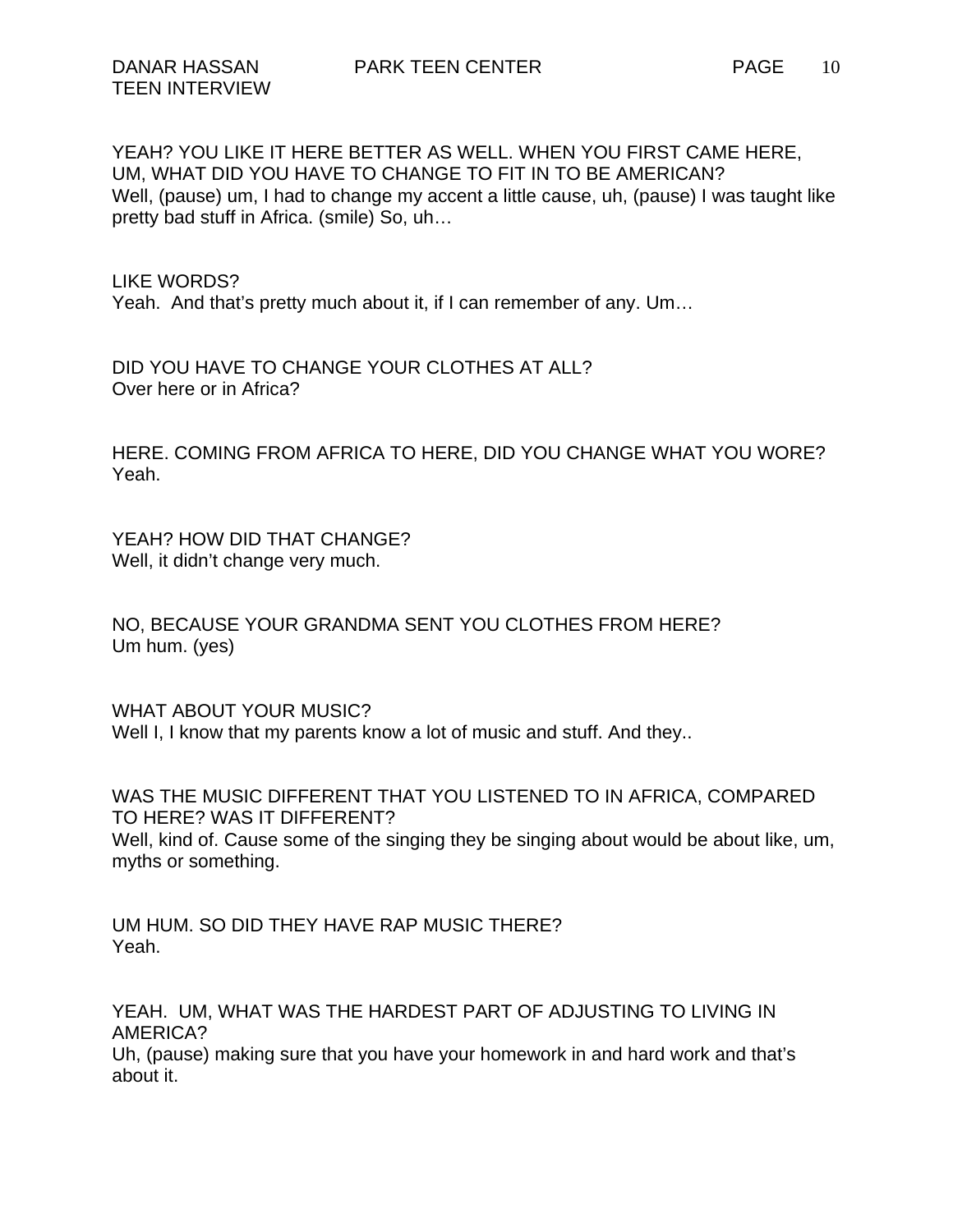YEAH? YOU LIKE IT HERE BETTER AS WELL. WHEN YOU FIRST CAME HERE, UM, WHAT DID YOU HAVE TO CHANGE TO FIT IN TO BE AMERICAN?
Well, (pause) um, I had to change my accent a little cause, uh, (pause) I was taught like pretty bad stuff in Africa. (smile) So, uh…

LIKE WORDS?
Yeah. And that's pretty much about it, if I can remember of any. Um…

DID YOU HAVE TO CHANGE YOUR CLOTHES AT ALL?
Over here or in Africa?

HERE. COMING FROM AFRICA TO HERE, DID YOU CHANGE WHAT YOU WORE?
Yeah.

YEAH? HOW DID THAT CHANGE?
Well, it didn't change very much.

NO, BECAUSE YOUR GRANDMA SENT YOU CLOTHES FROM HERE?
Um hum. (yes)

WHAT ABOUT YOUR MUSIC?
Well I, I know that my parents know a lot of music and stuff. And they..

WAS THE MUSIC DIFFERENT THAT YOU LISTENED TO IN AFRICA, COMPARED TO HERE? WAS IT DIFFERENT?
Well, kind of. Cause some of the singing they be singing about would be about like, um, myths or something.

UM HUM. SO DID THEY HAVE RAP MUSIC THERE?
Yeah.

YEAH. UM, WHAT WAS THE HARDEST PART OF ADJUSTING TO LIVING IN AMERICA?
Uh, (pause) making sure that you have your homework in and hard work and that's about it.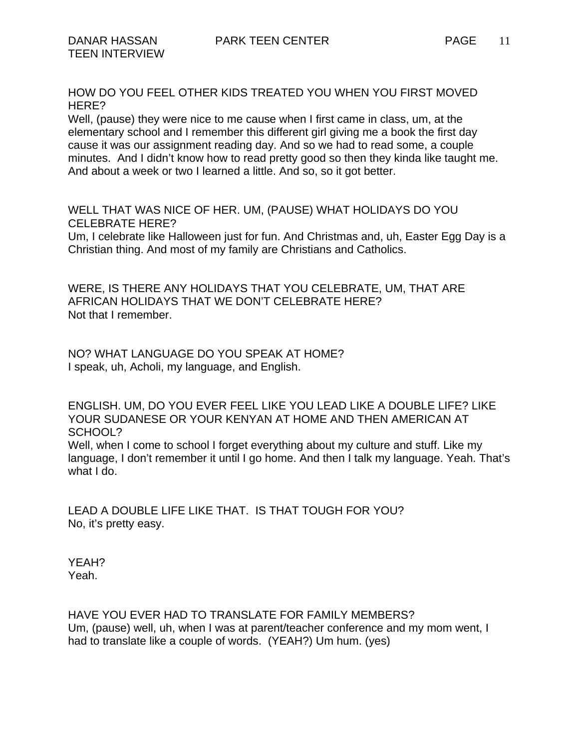HOW DO YOU FEEL OTHER KIDS TREATED YOU WHEN YOU FIRST MOVED HERE?
Well, (pause) they were nice to me cause when I first came in class, um, at the elementary school and I remember this different girl giving me a book the first day cause it was our assignment reading day. And so we had to read some, a couple minutes. And I didn't know how to read pretty good so then they kinda like taught me. And about a week or two I learned a little. And so, so it got better.

WELL THAT WAS NICE OF HER. UM, (PAUSE) WHAT HOLIDAYS DO YOU CELEBRATE HERE?
Um, I celebrate like Halloween just for fun. And Christmas and, uh, Easter Egg Day is a Christian thing. And most of my family are Christians and Catholics.

WERE, IS THERE ANY HOLIDAYS THAT YOU CELEBRATE, UM, THAT ARE AFRICAN HOLIDAYS THAT WE DON'T CELEBRATE HERE?
Not that I remember.

NO? WHAT LANGUAGE DO YOU SPEAK AT HOME?
I speak, uh, Acholi, my language, and English.

ENGLISH. UM, DO YOU EVER FEEL LIKE YOU LEAD LIKE A DOUBLE LIFE? LIKE YOUR SUDANESE OR YOUR KENYAN AT HOME AND THEN AMERICAN AT SCHOOL?
Well, when I come to school I forget everything about my culture and stuff. Like my language, I don't remember it until I go home. And then I talk my language. Yeah. That's what I do.

LEAD A DOUBLE LIFE LIKE THAT. IS THAT TOUGH FOR YOU?
No, it's pretty easy.

YEAH?
Yeah.

HAVE YOU EVER HAD TO TRANSLATE FOR FAMILY MEMBERS?
Um, (pause) well, uh, when I was at parent/teacher conference and my mom went, I had to translate like a couple of words. (YEAH?) Um hum. (yes)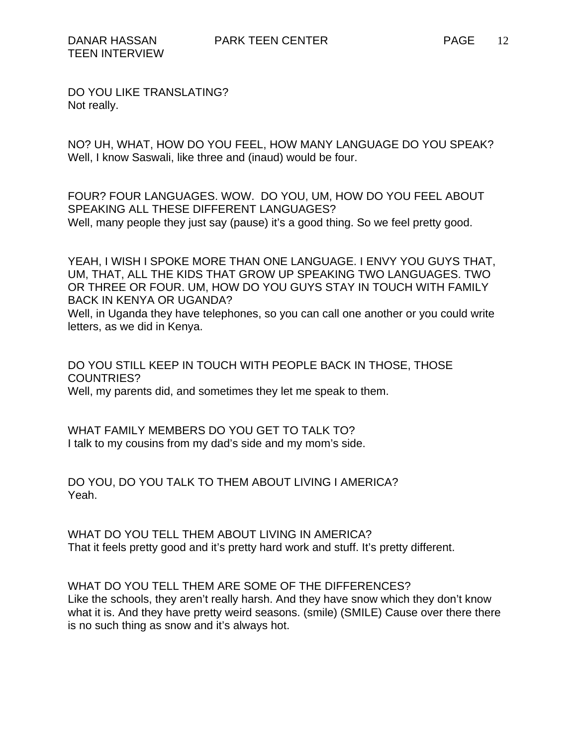DO YOU LIKE TRANSLATING?
Not really.

NO? UH, WHAT, HOW DO YOU FEEL, HOW MANY LANGUAGE DO YOU SPEAK?
Well, I know Saswali, like three and (inaud) would be four.

FOUR? FOUR LANGUAGES. WOW. DO YOU, UM, HOW DO YOU FEEL ABOUT SPEAKING ALL THESE DIFFERENT LANGUAGES?
Well, many people they just say (pause) it's a good thing. So we feel pretty good.

YEAH, I WISH I SPOKE MORE THAN ONE LANGUAGE. I ENVY YOU GUYS THAT, UM, THAT, ALL THE KIDS THAT GROW UP SPEAKING TWO LANGUAGES. TWO OR THREE OR FOUR. UM, HOW DO YOU GUYS STAY IN TOUCH WITH FAMILY BACK IN KENYA OR UGANDA?
Well, in Uganda they have telephones, so you can call one another or you could write letters, as we did in Kenya.

DO YOU STILL KEEP IN TOUCH WITH PEOPLE BACK IN THOSE, THOSE COUNTRIES?
Well, my parents did, and sometimes they let me speak to them.

WHAT FAMILY MEMBERS DO YOU GET TO TALK TO?
I talk to my cousins from my dad's side and my mom's side.

DO YOU, DO YOU TALK TO THEM ABOUT LIVING I AMERICA?
Yeah.

WHAT DO YOU TELL THEM ABOUT LIVING IN AMERICA?
That it feels pretty good and it's pretty hard work and stuff. It's pretty different.

WHAT DO YOU TELL THEM ARE SOME OF THE DIFFERENCES?
Like the schools, they aren't really harsh. And they have snow which they don't know what it is. And they have pretty weird seasons. (smile) (SMILE) Cause over there there is no such thing as snow and it's always hot.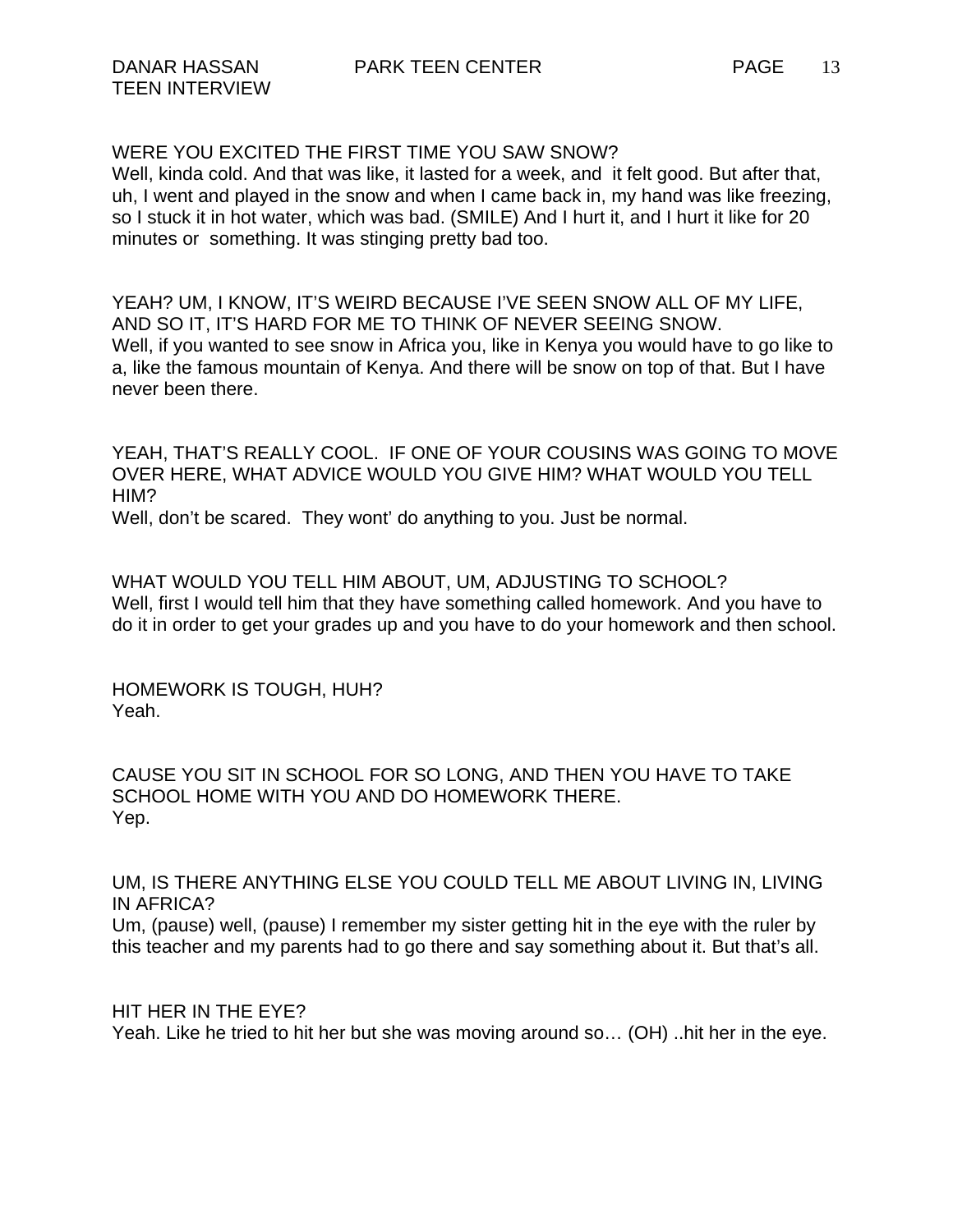WERE YOU EXCITED THE FIRST TIME YOU SAW SNOW?
Well, kinda cold. And that was like, it lasted for a week, and it felt good. But after that, uh, I went and played in the snow and when I came back in, my hand was like freezing, so I stuck it in hot water, which was bad. (SMILE) And I hurt it, and I hurt it like for 20 minutes or something. It was stinging pretty bad too.

YEAH? UM, I KNOW, IT'S WEIRD BECAUSE I'VE SEEN SNOW ALL OF MY LIFE, AND SO IT, IT'S HARD FOR ME TO THINK OF NEVER SEEING SNOW.
Well, if you wanted to see snow in Africa you, like in Kenya you would have to go like to a, like the famous mountain of Kenya. And there will be snow on top of that. But I have never been there.

YEAH, THAT'S REALLY COOL. IF ONE OF YOUR COUSINS WAS GOING TO MOVE OVER HERE, WHAT ADVICE WOULD YOU GIVE HIM? WHAT WOULD YOU TELL HIM?
Well, don't be scared. They wont' do anything to you. Just be normal.

WHAT WOULD YOU TELL HIM ABOUT, UM, ADJUSTING TO SCHOOL?
Well, first I would tell him that they have something called homework. And you have to do it in order to get your grades up and you have to do your homework and then school.

HOMEWORK IS TOUGH, HUH?
Yeah.

CAUSE YOU SIT IN SCHOOL FOR SO LONG, AND THEN YOU HAVE TO TAKE SCHOOL HOME WITH YOU AND DO HOMEWORK THERE.
Yep.

UM, IS THERE ANYTHING ELSE YOU COULD TELL ME ABOUT LIVING IN, LIVING IN AFRICA?
Um, (pause) well, (pause) I remember my sister getting hit in the eye with the ruler by this teacher and my parents had to go there and say something about it. But that's all.

HIT HER IN THE EYE?
Yeah. Like he tried to hit her but she was moving around so… (OH) ..hit her in the eye.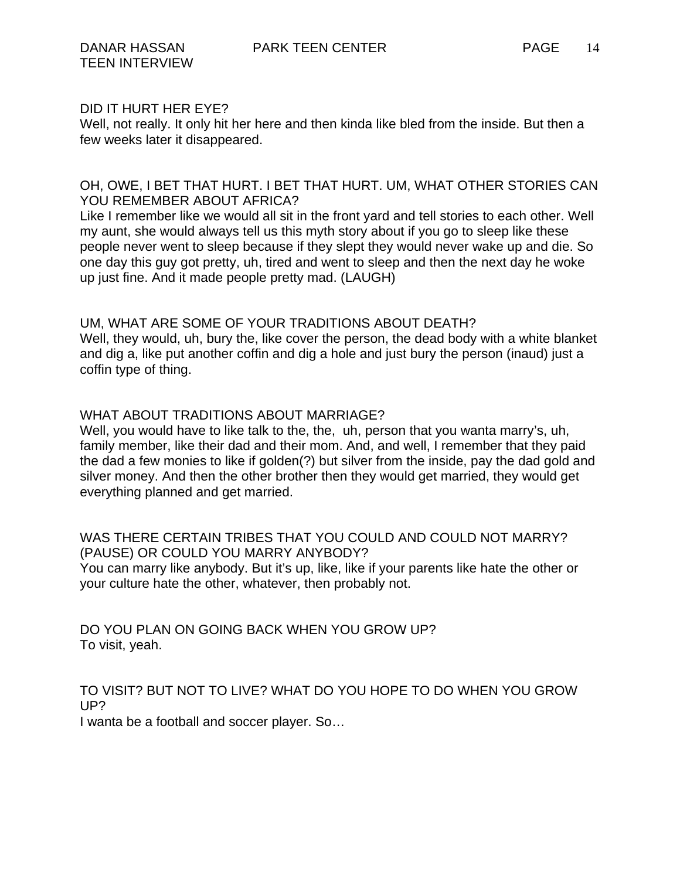DID IT HURT HER EYE?
Well, not really. It only hit her here and then kinda like bled from the inside. But then a few weeks later it disappeared.

OH, OWE, I BET THAT HURT. I BET THAT HURT. UM, WHAT OTHER STORIES CAN YOU REMEMBER ABOUT AFRICA?
Like I remember like we would all sit in the front yard and tell stories to each other. Well my aunt, she would always tell us this myth story about if you go to sleep like these people never went to sleep because if they slept they would never wake up and die. So one day this guy got pretty, uh, tired and went to sleep and then the next day he woke up just fine. And it made people pretty mad. (LAUGH)

UM, WHAT ARE SOME OF YOUR TRADITIONS ABOUT DEATH?
Well, they would, uh, bury the, like cover the person, the dead body with a white blanket and dig a, like put another coffin and dig a hole and just bury the person (inaud) just a coffin type of thing.

WHAT ABOUT TRADITIONS ABOUT MARRIAGE?
Well, you would have to like talk to the, the, uh, person that you wanta marry's, uh, family member, like their dad and their mom. And, and well, I remember that they paid the dad a few monies to like if golden(?) but silver from the inside, pay the dad gold and silver money. And then the other brother then they would get married, they would get everything planned and get married.

WAS THERE CERTAIN TRIBES THAT YOU COULD AND COULD NOT MARRY? (PAUSE) OR COULD YOU MARRY ANYBODY?
You can marry like anybody. But it's up, like, like if your parents like hate the other or your culture hate the other, whatever, then probably not.

DO YOU PLAN ON GOING BACK WHEN YOU GROW UP?
To visit, yeah.

TO VISIT? BUT NOT TO LIVE? WHAT DO YOU HOPE TO DO WHEN YOU GROW UP?
I wanta be a football and soccer player. So…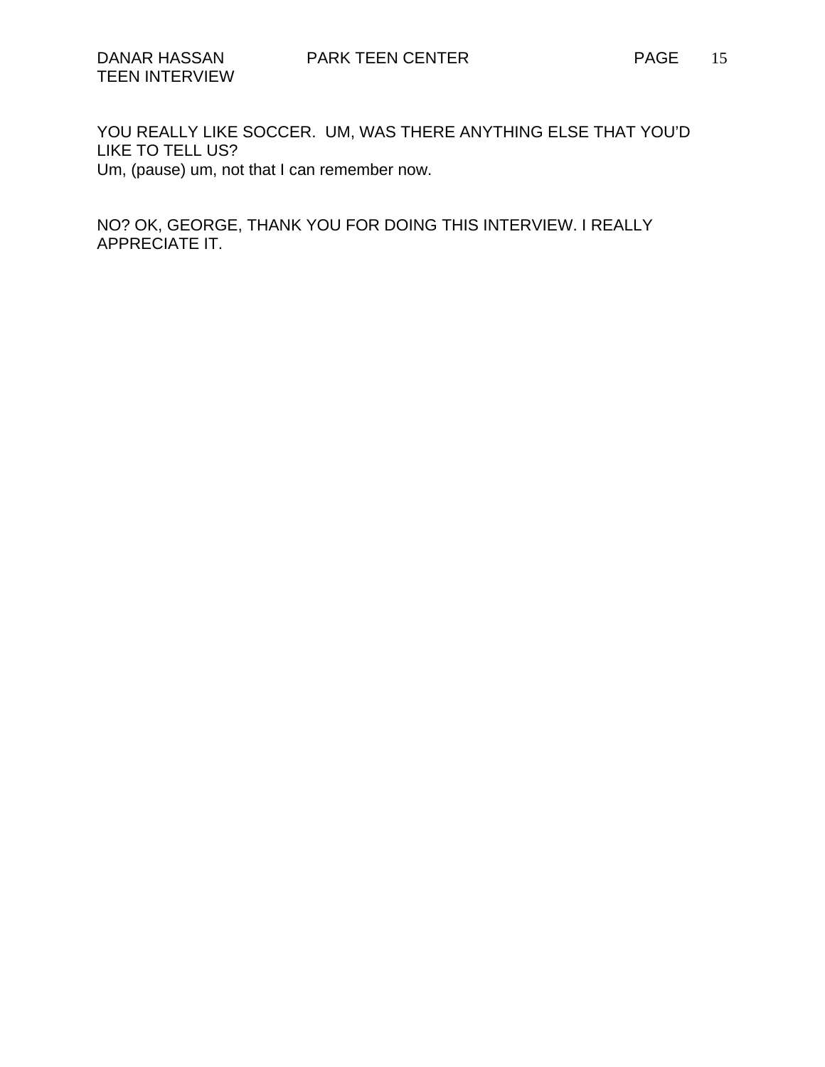YOU REALLY LIKE SOCCER.  UM, WAS THERE ANYTHING ELSE THAT YOU'D LIKE TO TELL US?
Um, (pause) um, not that I can remember now.

NO? OK, GEORGE, THANK YOU FOR DOING THIS INTERVIEW. I REALLY APPRECIATE IT.